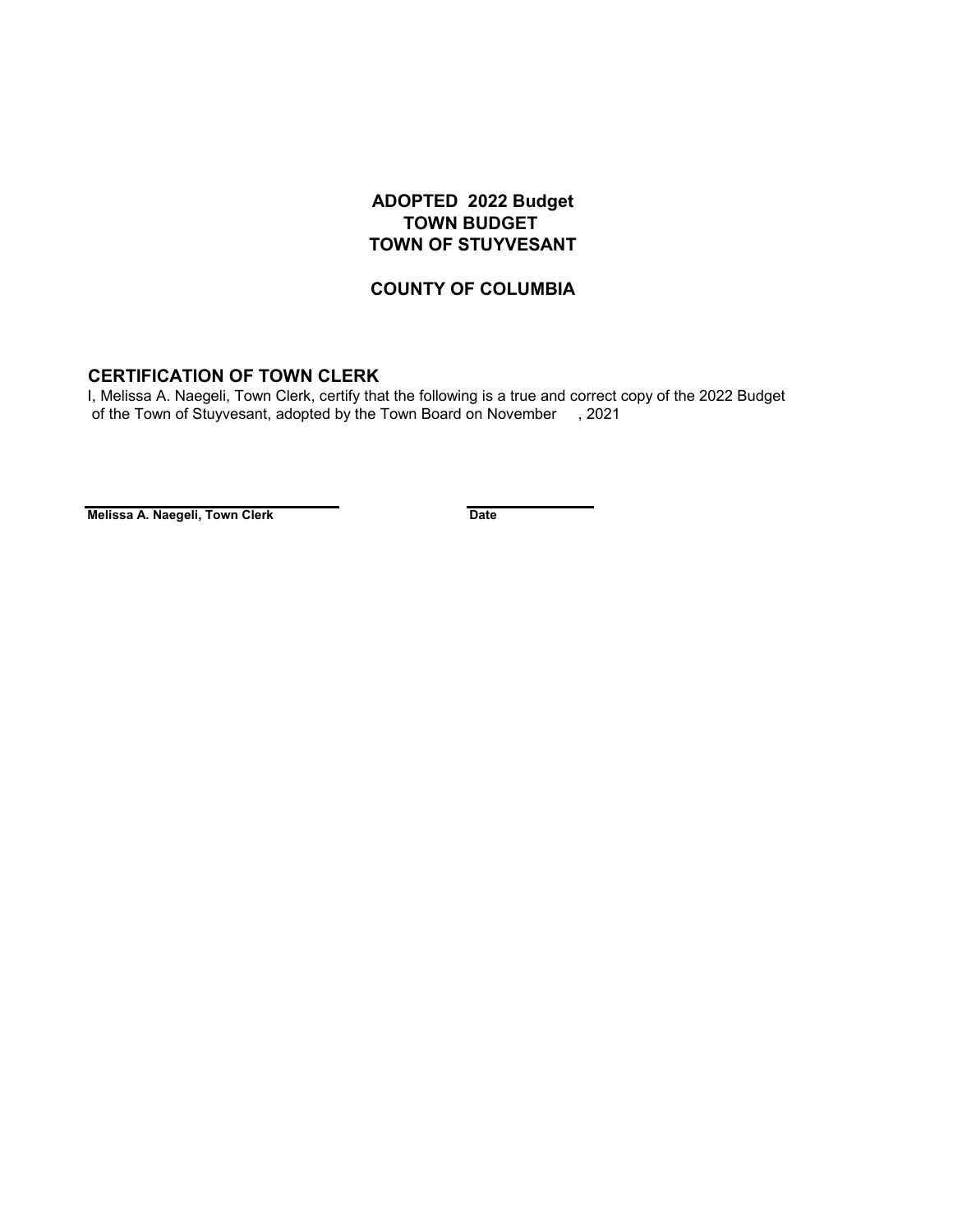# ADOPTED 2022 Budget
# TOWN BUDGET
# TOWN OF STUYVESANT

## COUNTY OF COLUMBIA

## CERTIFICATION OF TOWN CLERK

I, Melissa A. Naegeli, Town Clerk, certify that the following is a true and correct copy of the 2022 Budget of the Town of Stuyvesant, adopted by the Town Board on November , 2021

**Melissa A. Naegeli, Town Clerk** **Date**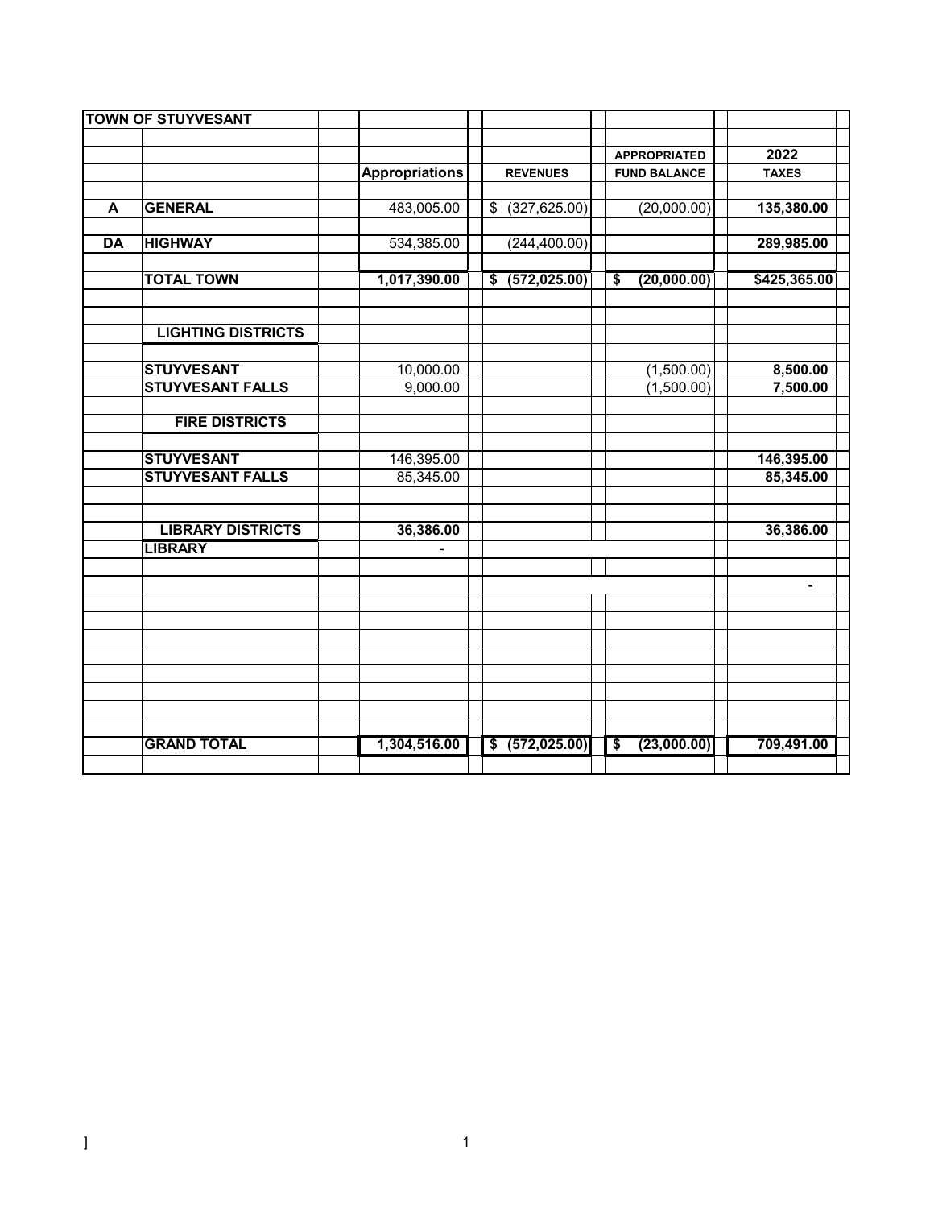| TOWN OF STUYVESANT | | | | | |
|---|---|---|---|---|---|
| | | Appropriations | REVENUES | APPROPRIATED FUND BALANCE | 2022 TAXES |
| A | GENERAL | 483,005.00 | $ (327,625.00) | (20,000.00) | 135,380.00 |
| DA | HIGHWAY | 534,385.00 | (244,400.00) | | 289,985.00 |
| | TOTAL TOWN | 1,017,390.00 | $ (572,025.00) | $ (20,000.00) | $425,365.00 |
| | LIGHTING DISTRICTS | | | | |
| | STUYVESANT | 10,000.00 | | (1,500.00) | 8,500.00 |
| | STUYVESANT FALLS | 9,000.00 | | (1,500.00) | 7,500.00 |
| | FIRE DISTRICTS | | | | |
| | STUYVESANT | 146,395.00 | | | 146,395.00 |
| | STUYVESANT FALLS | 85,345.00 | | | 85,345.00 |
| | LIBRARY DISTRICTS | 36,386.00 | | | 36,386.00 |
| | LIBRARY | - | | | |
| | | | | | - |
| | GRAND TOTAL | 1,304,516.00 | $ (572,025.00) | $ (23,000.00) | 709,491.00 |

]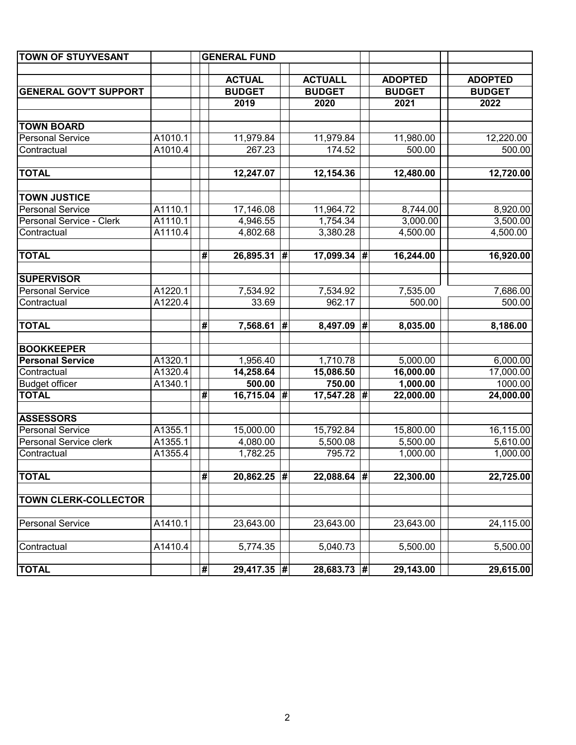| TOWN OF STUYVESANT | | | GENERAL FUND | | | | | |
|---|---|---|---|---|---|---|---|---|
| | | | | | | | | |
| | | | ACTUAL | | ACTUALL | | ADOPTED | ADOPTED |
| GENERAL GOV'T SUPPORT | | | BUDGET | | BUDGET | | BUDGET | BUDGET |
| | | | 2019 | | 2020 | | 2021 | 2022 |
| | | | | | | | | |
| **TOWN BOARD** | | | | | | | | |
| Personal Service | A1010.1 | | 11,979.84 | | 11,979.84 | | 11,980.00 | 12,220.00 |
| Contractual | A1010.4 | | 267.23 | | 174.52 | | 500.00 | 500.00 |
| | | | | | | | | |
| **TOTAL** | | | **12,247.07** | | **12,154.36** | | **12,480.00** | **12,720.00** |
| | | | | | | | | |
| **TOWN JUSTICE** | | | | | | | | |
| Personal Service | A1110.1 | | 17,146.08 | | 11,964.72 | | 8,744.00 | 8,920.00 |
| Personal Service - Clerk | A1110.1 | | 4,946.55 | | 1,754.34 | | 3,000.00 | 3,500.00 |
| Contractual | A1110.4 | | 4,802.68 | | 3,380.28 | | 4,500.00 | 4,500.00 |
| | | | | | | | | |
| **TOTAL** | | # | **26,895.31** | # | **17,099.34** | # | **16,244.00** | **16,920.00** |
| | | | | | | | | |
| **SUPERVISOR** | | | | | | | | |
| Personal Service | A1220.1 | | 7,534.92 | | 7,534.92 | | 7,535.00 | 7,686.00 |
| Contractual | A1220.4 | | 33.69 | | 962.17 | | 500.00 | 500.00 |
| | | | | | | | | |
| **TOTAL** | | # | **7,568.61** | # | **8,497.09** | # | **8,035.00** | **8,186.00** |
| | | | | | | | | |
| **BOOKKEEPER** | | | | | | | | |
| **Personal Service** | A1320.1 | | 1,956.40 | | 1,710.78 | | 5,000.00 | 6,000.00 |
| Contractual | A1320.4 | | **14,258.64** | | **15,086.50** | | **16,000.00** | 17,000.00 |
| Budget officer | A1340.1 | | **500.00** | | **750.00** | | **1,000.00** | 1000.00 |
| **TOTAL** | | # | **16,715.04** | # | **17,547.28** | # | **22,000.00** | **24,000.00** |
| | | | | | | | | |
| **ASSESSORS** | | | | | | | | |
| Personal Service | A1355.1 | | 15,000.00 | | 15,792.84 | | 15,800.00 | 16,115.00 |
| Personal Service clerk | A1355.1 | | 4,080.00 | | 5,500.08 | | 5,500.00 | 5,610.00 |
| Contractual | A1355.4 | | 1,782.25 | | 795.72 | | 1,000.00 | 1,000.00 |
| | | | | | | | | |
| **TOTAL** | | # | **20,862.25** | # | **22,088.64** | # | **22,300.00** | **22,725.00** |
| | | | | | | | | |
| **TOWN CLERK-COLLECTOR** | | | | | | | | |
| | | | | | | | | |
| Personal Service | A1410.1 | | 23,643.00 | | 23,643.00 | | 23,643.00 | 24,115.00 |
| | | | | | | | | |
| Contractual | A1410.4 | | 5,774.35 | | 5,040.73 | | 5,500.00 | 5,500.00 |
| | | | | | | | | |
| **TOTAL** | | # | **29,417.35** | # | **28,683.73** | # | **29,143.00** | **29,615.00** |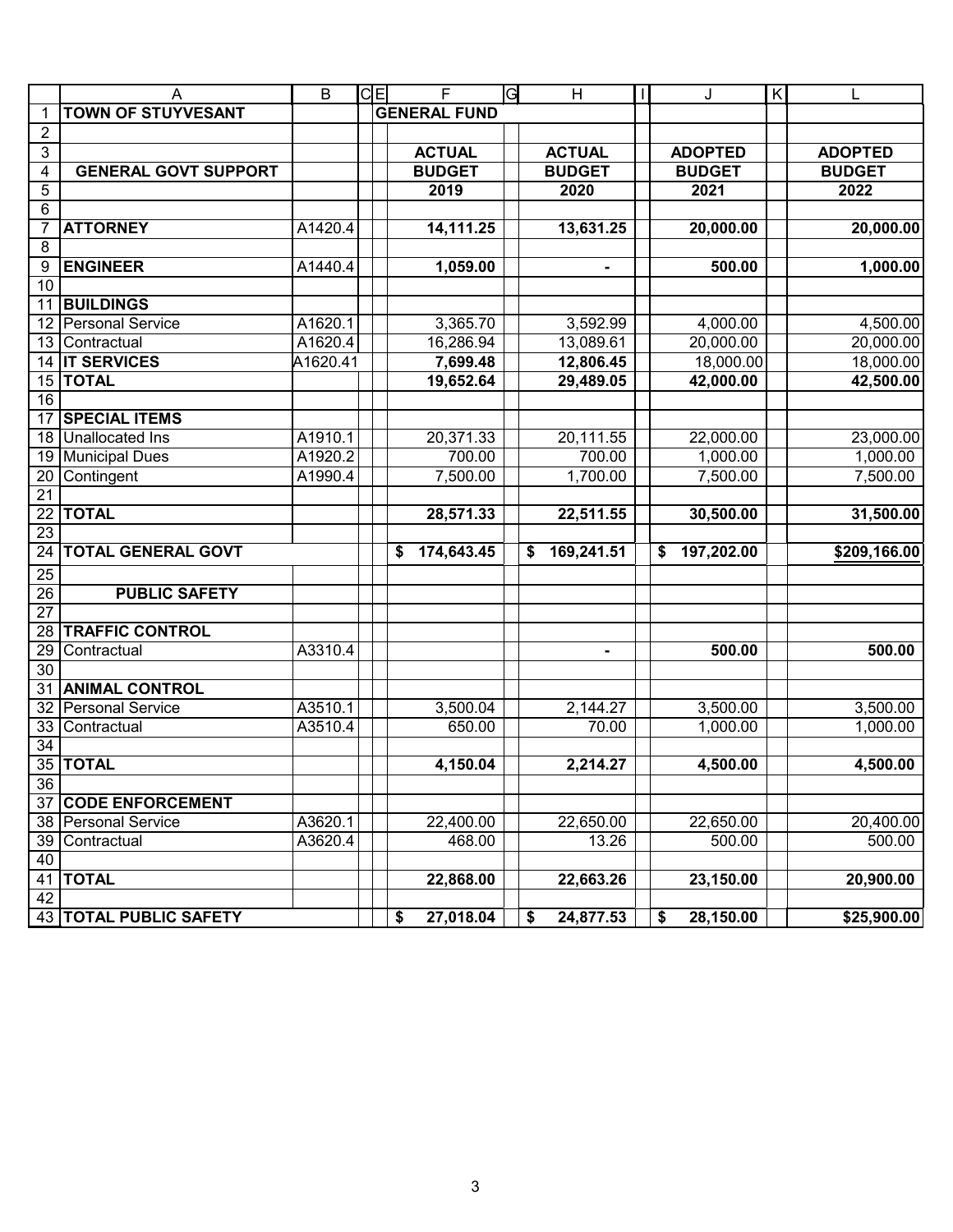| | Account | Actual Budget 2019 | Actual Budget 2020 | Adopted Budget 2021 | Adopted Budget 2022 |
|---|---|---|---|---|---|
| **TOWN OF STUYVESANT** | | **GENERAL FUND** | | | |
| **GENERAL GOVT SUPPORT** | | | | | |
| **ATTORNEY** | A1420.4 | **14,111.25** | **13,631.25** | **20,000.00** | **20,000.00** |
| **ENGINEER** | A1440.4 | **1,059.00** | **-** | **500.00** | **1,000.00** |
| **BUILDINGS** | | | | | |
| Personal Service | A1620.1 | 3,365.70 | 3,592.99 | 4,000.00 | 4,500.00 |
| Contractual | A1620.4 | 16,286.94 | 13,089.61 | 20,000.00 | 20,000.00 |
| **IT SERVICES** | A1620.41 | **7,699.48** | **12,806.45** | 18,000.00 | 18,000.00 |
| **TOTAL** | | **19,652.64** | **29,489.05** | **42,000.00** | **42,500.00** |
| **SPECIAL ITEMS** | | | | | |
| Unallocated Ins | A1910.1 | 20,371.33 | 20,111.55 | 22,000.00 | 23,000.00 |
| Municipal Dues | A1920.2 | 700.00 | 700.00 | 1,000.00 | 1,000.00 |
| Contingent | A1990.4 | 7,500.00 | 1,700.00 | 7,500.00 | 7,500.00 |
| **TOTAL** | | **28,571.33** | **22,511.55** | **30,500.00** | **31,500.00** |
| **TOTAL GENERAL GOVT** | | **$ 174,643.45** | **$ 169,241.51** | **$ 197,202.00** | **$209,166.00** |
| **PUBLIC SAFETY** | | | | | |
| **TRAFFIC CONTROL** | | | | | |
| Contractual | A3310.4 | | **-** | **500.00** | **500.00** |
| **ANIMAL CONTROL** | | | | | |
| Personal Service | A3510.1 | 3,500.04 | 2,144.27 | 3,500.00 | 3,500.00 |
| Contractual | A3510.4 | 650.00 | 70.00 | 1,000.00 | 1,000.00 |
| **TOTAL** | | **4,150.04** | **2,214.27** | **4,500.00** | **4,500.00** |
| **CODE ENFORCEMENT** | | | | | |
| Personal Service | A3620.1 | 22,400.00 | 22,650.00 | 22,650.00 | 20,400.00 |
| Contractual | A3620.4 | 468.00 | 13.26 | 500.00 | 500.00 |
| **TOTAL** | | **22,868.00** | **22,663.26** | **23,150.00** | **20,900.00** |
| **TOTAL PUBLIC SAFETY** | | **$ 27,018.04** | **$ 24,877.53** | **$ 28,150.00** | **$25,900.00** |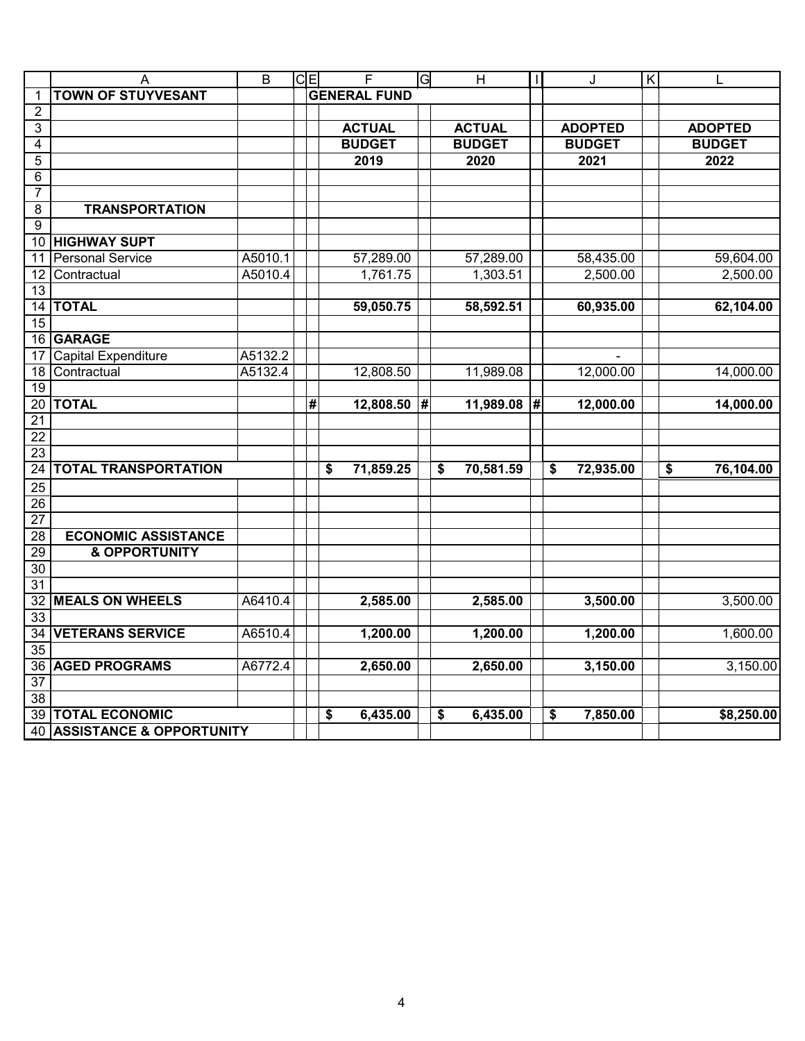| | | ACTUAL BUDGET 2019 | ACTUAL BUDGET 2020 | ADOPTED BUDGET 2021 | ADOPTED BUDGET 2022 |
|---|---|---|---|---|---|
| **TOWN OF STUYVESANT** | | **GENERAL FUND** | | | |
| **TRANSPORTATION** | | | | | |
| **HIGHWAY SUPT** | | | | | |
| Personal Service | A5010.1 | 57,289.00 | 57,289.00 | 58,435.00 | 59,604.00 |
| Contractual | A5010.4 | 1,761.75 | 1,303.51 | 2,500.00 | 2,500.00 |
| **TOTAL** | | **59,050.75** | **58,592.51** | **60,935.00** | **62,104.00** |
| **GARAGE** | | | | | |
| Capital Expenditure | A5132.2 | | | - | |
| Contractual | A5132.4 | 12,808.50 | 11,989.08 | 12,000.00 | 14,000.00 |
| **TOTAL** | | **12,808.50** | **11,989.08** | **12,000.00** | **14,000.00** |
| **TOTAL TRANSPORTATION** | | **$ 71,859.25** | **$ 70,581.59** | **$ 72,935.00** | **$ 76,104.00** |
| **ECONOMIC ASSISTANCE & OPPORTUNITY** | | | | | |
| **MEALS ON WHEELS** | A6410.4 | **2,585.00** | **2,585.00** | **3,500.00** | 3,500.00 |
| **VETERANS SERVICE** | A6510.4 | **1,200.00** | **1,200.00** | **1,200.00** | 1,600.00 |
| **AGED PROGRAMS** | A6772.4 | **2,650.00** | **2,650.00** | **3,150.00** | 3,150.00 |
| **TOTAL ECONOMIC ASSISTANCE & OPPORTUNITY** | | **$ 6,435.00** | **$ 6,435.00** | **$ 7,850.00** | **$8,250.00** |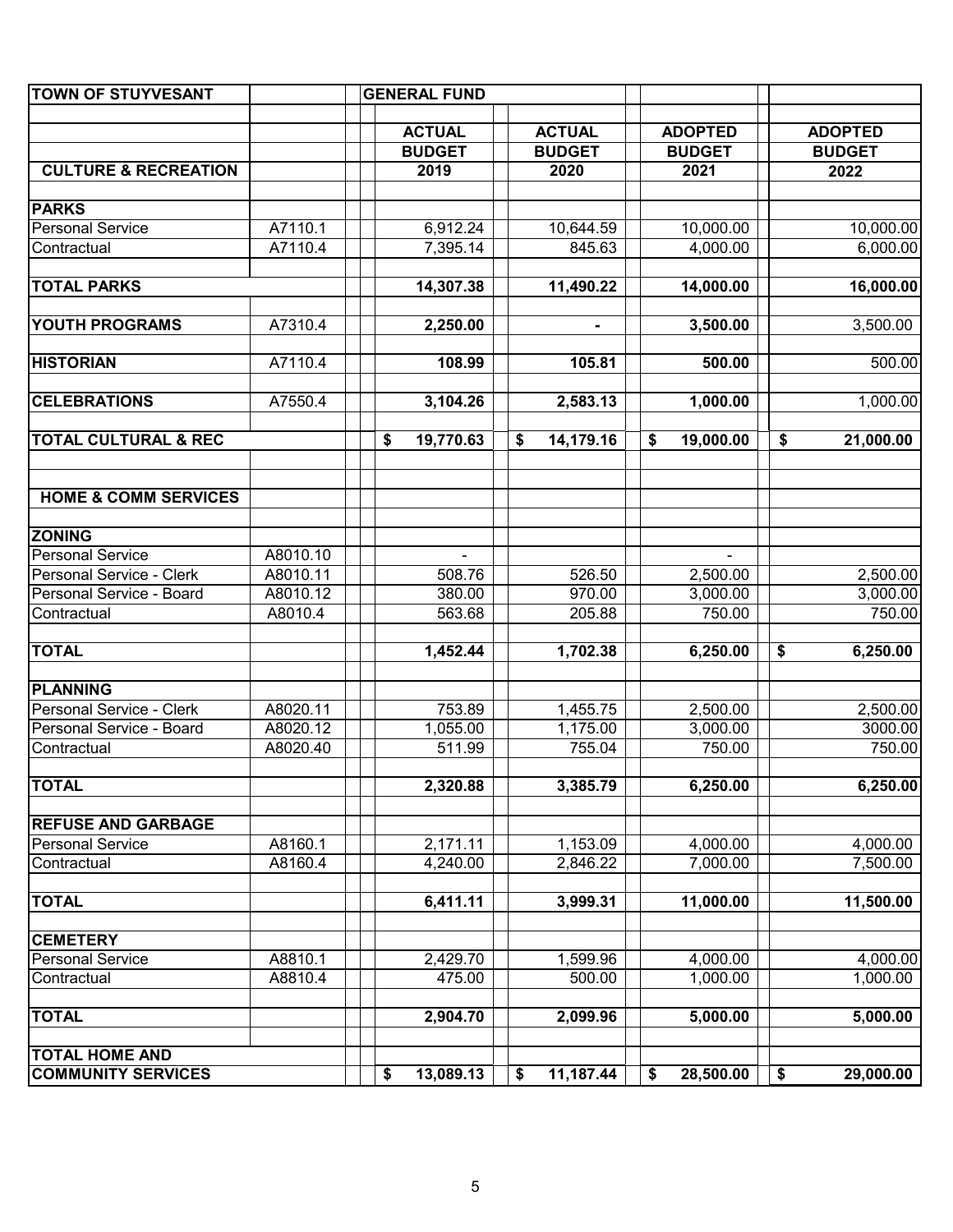| TOWN OF STUYVESANT | | GENERAL FUND | | | |
|---|---|---|---|---|---|
| | | **ACTUAL BUDGET** | **ACTUAL BUDGET** | **ADOPTED BUDGET** | **ADOPTED BUDGET** |
| **CULTURE & RECREATION** | | **2019** | **2020** | **2021** | **2022** |
| **PARKS** | | | | | |
| Personal Service | A7110.1 | 6,912.24 | 10,644.59 | 10,000.00 | 10,000.00 |
| Contractual | A7110.4 | 7,395.14 | 845.63 | 4,000.00 | 6,000.00 |
| **TOTAL PARKS** | | **14,307.38** | **11,490.22** | **14,000.00** | **16,000.00** |
| **YOUTH PROGRAMS** | A7310.4 | **2,250.00** | **-** | **3,500.00** | 3,500.00 |
| **HISTORIAN** | A7110.4 | **108.99** | **105.81** | **500.00** | 500.00 |
| **CELEBRATIONS** | A7550.4 | **3,104.26** | **2,583.13** | **1,000.00** | 1,000.00 |
| **TOTAL CULTURAL & REC** | | **$ 19,770.63** | **$ 14,179.16** | **$ 19,000.00** | **$ 21,000.00** |
| **HOME & COMM SERVICES** | | | | | |
| **ZONING** | | | | | |
| Personal Service | A8010.10 | - | | - | |
| Personal Service - Clerk | A8010.11 | 508.76 | 526.50 | 2,500.00 | 2,500.00 |
| Personal Service - Board | A8010.12 | 380.00 | 970.00 | 3,000.00 | 3,000.00 |
| Contractual | A8010.4 | 563.68 | 205.88 | 750.00 | 750.00 |
| **TOTAL** | | **1,452.44** | **1,702.38** | **6,250.00** | **$ 6,250.00** |
| **PLANNING** | | | | | |
| Personal Service - Clerk | A8020.11 | 753.89 | 1,455.75 | 2,500.00 | 2,500.00 |
| Personal Service - Board | A8020.12 | 1,055.00 | 1,175.00 | 3,000.00 | 3000.00 |
| Contractual | A8020.40 | 511.99 | 755.04 | 750.00 | 750.00 |
| **TOTAL** | | **2,320.88** | **3,385.79** | **6,250.00** | **6,250.00** |
| **REFUSE AND GARBAGE** | | | | | |
| Personal Service | A8160.1 | 2,171.11 | 1,153.09 | 4,000.00 | 4,000.00 |
| Contractual | A8160.4 | 4,240.00 | 2,846.22 | 7,000.00 | 7,500.00 |
| **TOTAL** | | **6,411.11** | **3,999.31** | **11,000.00** | **11,500.00** |
| **CEMETERY** | | | | | |
| Personal Service | A8810.1 | 2,429.70 | 1,599.96 | 4,000.00 | 4,000.00 |
| Contractual | A8810.4 | 475.00 | 500.00 | 1,000.00 | 1,000.00 |
| **TOTAL** | | **2,904.70** | **2,099.96** | **5,000.00** | **5,000.00** |
| **TOTAL HOME AND COMMUNITY SERVICES** | | **$ 13,089.13** | **$ 11,187.44** | **$ 28,500.00** | **$ 29,000.00** |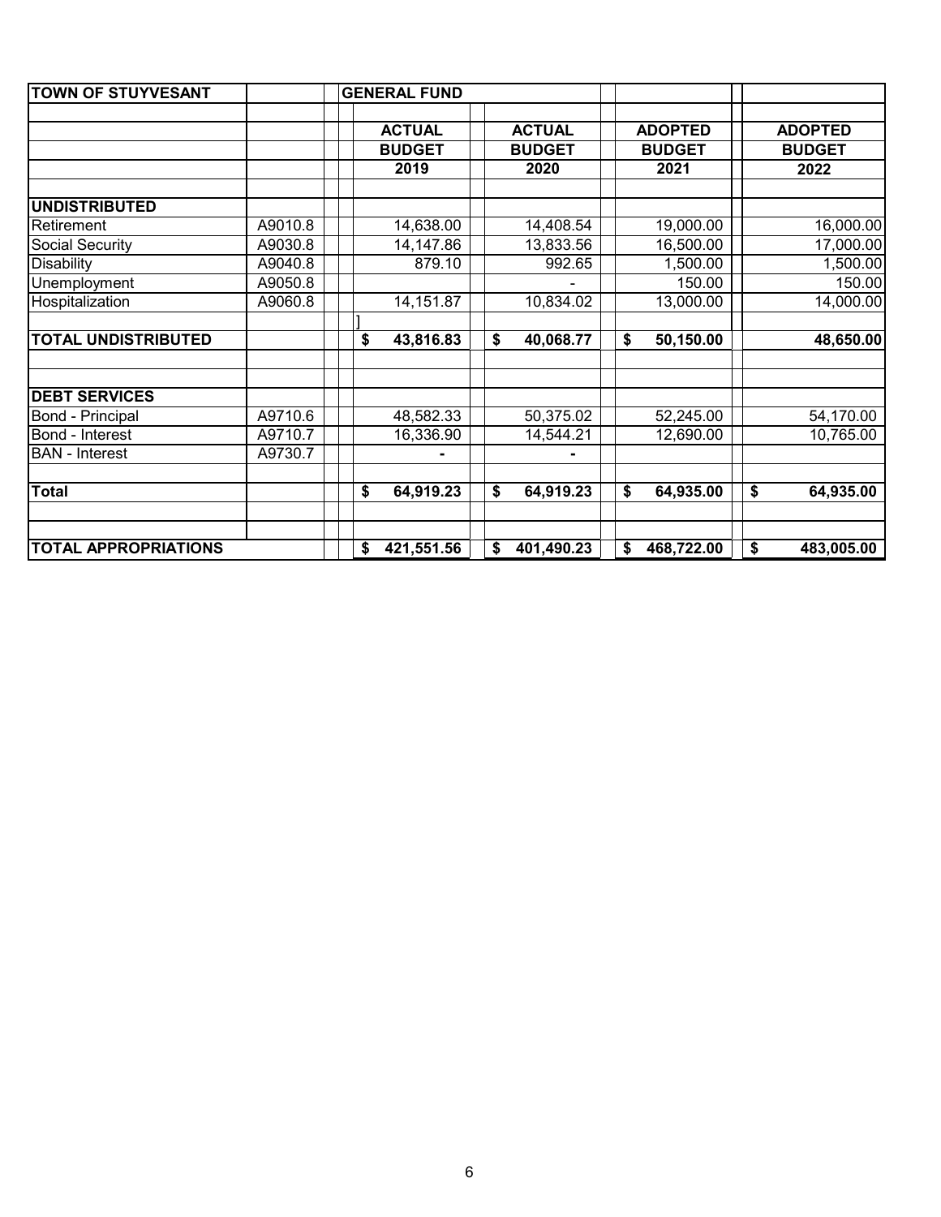| TOWN OF STUYVESANT | | GENERAL FUND | | | |
|---|---|---|---|---|---|
| | | ACTUAL | ACTUAL | ADOPTED | ADOPTED |
| | | BUDGET | BUDGET | BUDGET | BUDGET |
| | | 2019 | 2020 | 2021 | 2022 |
| **UNDISTRIBUTED** | | | | | |
| Retirement | A9010.8 | 14,638.00 | 14,408.54 | 19,000.00 | 16,000.00 |
| Social Security | A9030.8 | 14,147.86 | 13,833.56 | 16,500.00 | 17,000.00 |
| Disability | A9040.8 | 879.10 | 992.65 | 1,500.00 | 1,500.00 |
| Unemployment | A9050.8 | | - | 150.00 | 150.00 |
| Hospitalization | A9060.8 | 14,151.87 | 10,834.02 | 13,000.00 | 14,000.00 |
| | | ] | | | |
| **TOTAL UNDISTRIBUTED** | | **$ 43,816.83** | **$ 40,068.77** | **$ 50,150.00** | **48,650.00** |
| | | | | | |
| **DEBT SERVICES** | | | | | |
| Bond - Principal | A9710.6 | 48,582.33 | 50,375.02 | 52,245.00 | 54,170.00 |
| Bond - Interest | A9710.7 | 16,336.90 | 14,544.21 | 12,690.00 | 10,765.00 |
| BAN - Interest | A9730.7 | - | - | | |
| | | | | | |
| **Total** | | **$ 64,919.23** | **$ 64,919.23** | **$ 64,935.00** | **$ 64,935.00** |
| | | | | | |
| **TOTAL APPROPRIATIONS** | | **$ 421,551.56** | **$ 401,490.23** | **$ 468,722.00** | **$ 483,005.00** |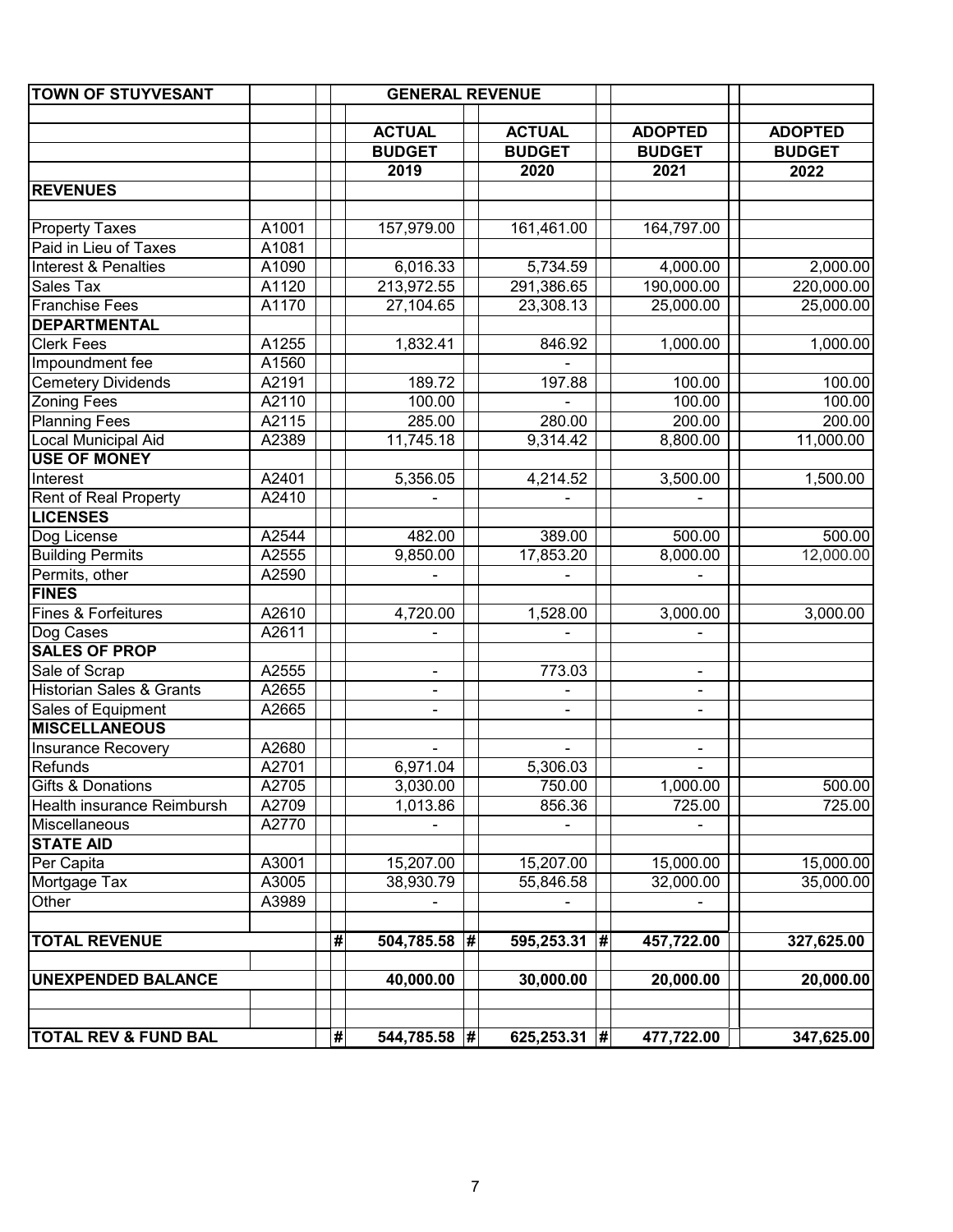| TOWN OF STUYVESANT | | | GENERAL REVENUE | | | | | | |
|---|---|---|---|---|---|---|---|---|---|
| | | | ACTUAL | | ACTUAL | | ADOPTED | | ADOPTED |
| | | | BUDGET | | BUDGET | | BUDGET | | BUDGET |
| | | | 2019 | | 2020 | | 2021 | | 2022 |
| **REVENUES** | | | | | | | | | |
| Property Taxes | A1001 | | 157,979.00 | | 161,461.00 | | 164,797.00 | | |
| Paid in Lieu of Taxes | A1081 | | | | | | | | |
| Interest & Penalties | A1090 | | 6,016.33 | | 5,734.59 | | 4,000.00 | | 2,000.00 |
| Sales Tax | A1120 | | 213,972.55 | | 291,386.65 | | 190,000.00 | | 220,000.00 |
| Franchise Fees | A1170 | | 27,104.65 | | 23,308.13 | | 25,000.00 | | 25,000.00 |
| **DEPARTMENTAL** | | | | | | | | | |
| Clerk Fees | A1255 | | 1,832.41 | | 846.92 | | 1,000.00 | | 1,000.00 |
| Impoundment fee | A1560 | | | | - | | | | |
| Cemetery Dividends | A2191 | | 189.72 | | 197.88 | | 100.00 | | 100.00 |
| Zoning Fees | A2110 | | 100.00 | | - | | 100.00 | | 100.00 |
| Planning Fees | A2115 | | 285.00 | | 280.00 | | 200.00 | | 200.00 |
| Local Municipal Aid | A2389 | | 11,745.18 | | 9,314.42 | | 8,800.00 | | 11,000.00 |
| **USE OF MONEY** | | | | | | | | | |
| Interest | A2401 | | 5,356.05 | | 4,214.52 | | 3,500.00 | | 1,500.00 |
| Rent of Real Property | A2410 | | - | | - | | - | | |
| **LICENSES** | | | | | | | | | |
| Dog License | A2544 | | 482.00 | | 389.00 | | 500.00 | | 500.00 |
| Building Permits | A2555 | | 9,850.00 | | 17,853.20 | | 8,000.00 | | 12,000.00 |
| Permits, other | A2590 | | - | | - | | - | | |
| **FINES** | | | | | | | | | |
| Fines & Forfeitures | A2610 | | 4,720.00 | | 1,528.00 | | 3,000.00 | | 3,000.00 |
| Dog Cases | A2611 | | - | | - | | - | | |
| **SALES OF PROP** | | | | | | | | | |
| Sale of Scrap | A2555 | | - | | 773.03 | | - | | |
| Historian Sales & Grants | A2655 | | - | | - | | - | | |
| Sales of Equipment | A2665 | | - | | - | | - | | |
| **MISCELLANEOUS** | | | | | | | | | |
| Insurance Recovery | A2680 | | - | | - | | - | | |
| Refunds | A2701 | | 6,971.04 | | 5,306.03 | | - | | |
| Gifts & Donations | A2705 | | 3,030.00 | | 750.00 | | 1,000.00 | | 500.00 |
| Health insurance Reimbursh | A2709 | | 1,013.86 | | 856.36 | | 725.00 | | 725.00 |
| Miscellaneous | A2770 | | - | | - | | - | | |
| **STATE AID** | | | | | | | | | |
| Per Capita | A3001 | | 15,207.00 | | 15,207.00 | | 15,000.00 | | 15,000.00 |
| Mortgage Tax | A3005 | | 38,930.79 | | 55,846.58 | | 32,000.00 | | 35,000.00 |
| Other | A3989 | | - | | - | | - | | |
| **TOTAL REVENUE** | | # | **504,785.58** | # | **595,253.31** | # | **457,722.00** | | **327,625.00** |
| **UNEXPENDED BALANCE** | | | **40,000.00** | | **30,000.00** | | **20,000.00** | | **20,000.00** |
| **TOTAL REV & FUND BAL** | | # | **544,785.58** | # | **625,253.31** | # | **477,722.00** | | **347,625.00** |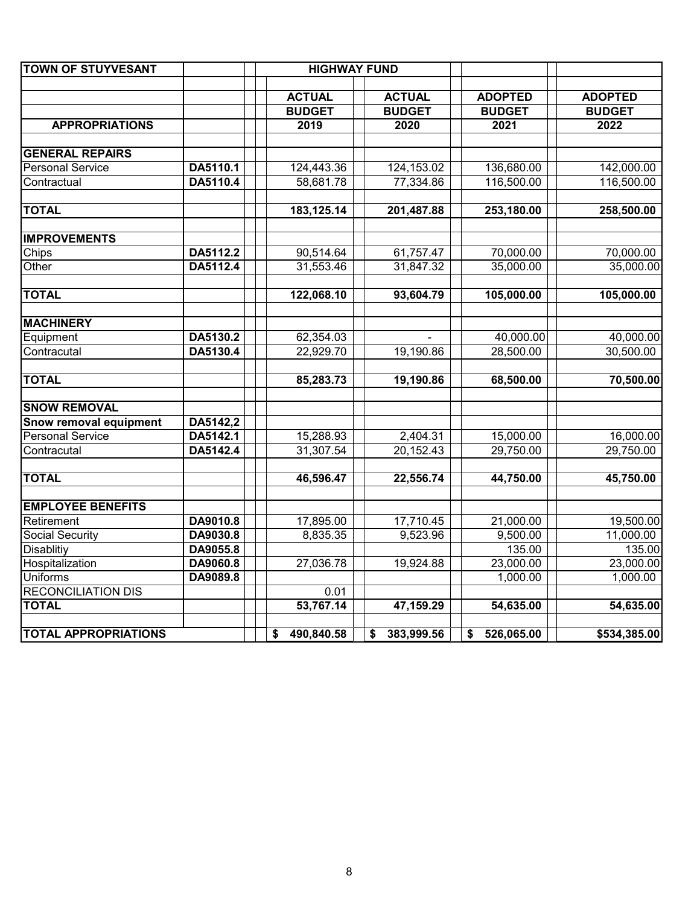| TOWN OF STUYVESANT | | HIGHWAY FUND | | | |
|---|---|---|---|---|---|
| | | ACTUAL | ACTUAL | ADOPTED | ADOPTED |
| | | BUDGET | BUDGET | BUDGET | BUDGET |
| **APPROPRIATIONS** | | **2019** | **2020** | **2021** | **2022** |
| **GENERAL REPAIRS** | | | | | |
| Personal Service | **DA5110.1** | 124,443.36 | 124,153.02 | 136,680.00 | 142,000.00 |
| Contractual | **DA5110.4** | 58,681.78 | 77,334.86 | 116,500.00 | 116,500.00 |
| **TOTAL** | | **183,125.14** | **201,487.88** | **253,180.00** | **258,500.00** |
| **IMPROVEMENTS** | | | | | |
| Chips | **DA5112.2** | 90,514.64 | 61,757.47 | 70,000.00 | 70,000.00 |
| Other | **DA5112.4** | 31,553.46 | 31,847.32 | 35,000.00 | 35,000.00 |
| **TOTAL** | | **122,068.10** | **93,604.79** | **105,000.00** | **105,000.00** |
| **MACHINERY** | | | | | |
| Equipment | **DA5130.2** | 62,354.03 | - | 40,000.00 | 40,000.00 |
| Contracutal | **DA5130.4** | 22,929.70 | 19,190.86 | 28,500.00 | 30,500.00 |
| **TOTAL** | | **85,283.73** | **19,190.86** | **68,500.00** | **70,500.00** |
| **SNOW REMOVAL** | | | | | |
| **Snow removal equipment** | **DA5142,2** | | | | |
| Personal Service | **DA5142.1** | 15,288.93 | 2,404.31 | 15,000.00 | 16,000.00 |
| Contracutal | **DA5142.4** | 31,307.54 | 20,152.43 | 29,750.00 | 29,750.00 |
| **TOTAL** | | **46,596.47** | **22,556.74** | **44,750.00** | **45,750.00** |
| **EMPLOYEE BENEFITS** | | | | | |
| Retirement | **DA9010.8** | 17,895.00 | 17,710.45 | 21,000.00 | 19,500.00 |
| Social Security | **DA9030.8** | 8,835.35 | 9,523.96 | 9,500.00 | 11,000.00 |
| Disablitiy | **DA9055.8** | | | 135.00 | 135.00 |
| Hospitalization | **DA9060.8** | 27,036.78 | 19,924.88 | 23,000.00 | 23,000.00 |
| Uniforms | **DA9089.8** | | | 1,000.00 | 1,000.00 |
| RECONCILIATION DIS | | 0.01 | | | |
| **TOTAL** | | **53,767.14** | **47,159.29** | **54,635.00** | **54,635.00** |
| **TOTAL APPROPRIATIONS** | | **$ 490,840.58** | **$ 383,999.56** | **$ 526,065.00** | **$534,385.00** |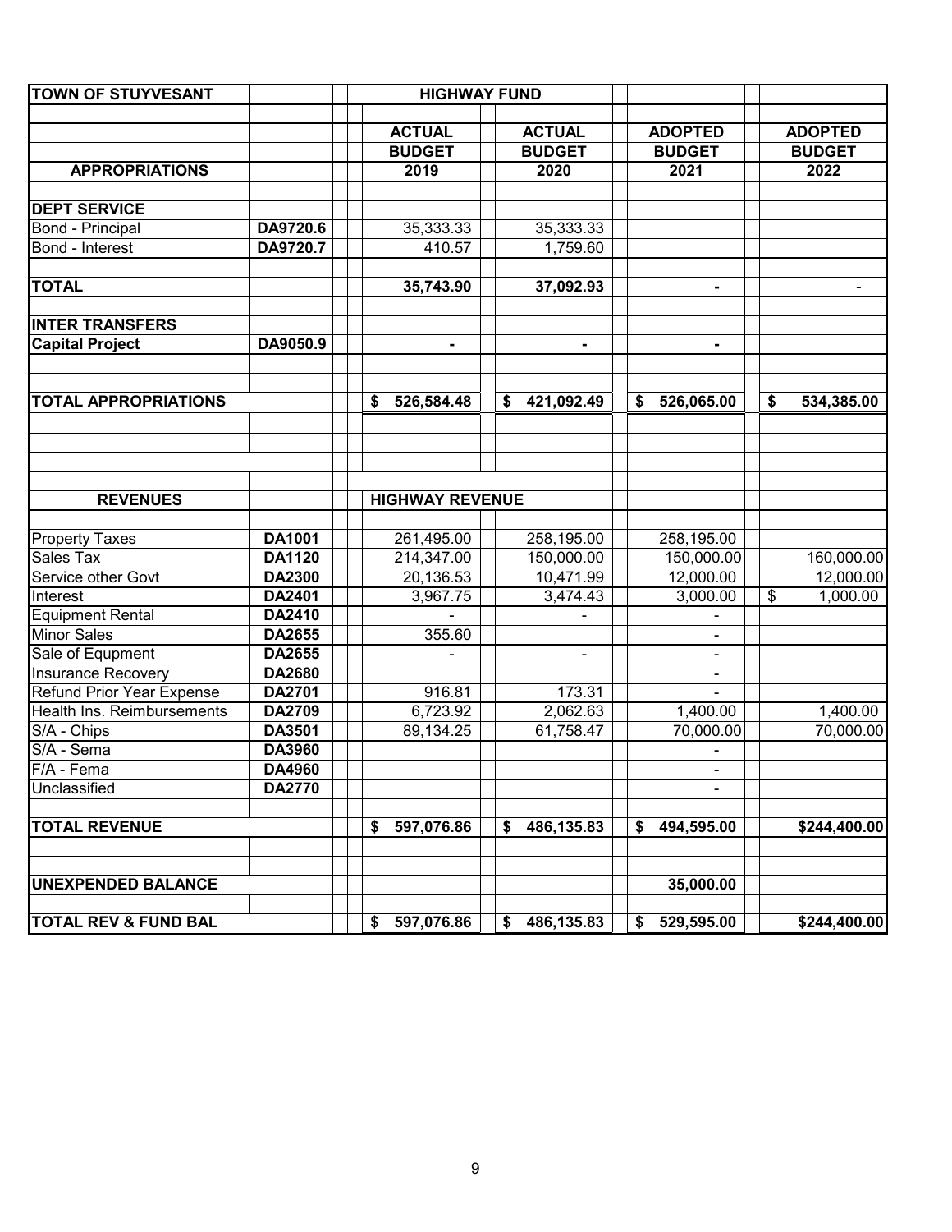| TOWN OF STUYVESANT | | HIGHWAY FUND | | | |
|---|---|---|---|---|---|
| | | ACTUAL | ACTUAL | ADOPTED | ADOPTED |
| | | BUDGET | BUDGET | BUDGET | BUDGET |
| **APPROPRIATIONS** | | 2019 | 2020 | 2021 | 2022 |
| **DEPT SERVICE** | | | | | |
| Bond - Principal | DA9720.6 | 35,333.33 | 35,333.33 | | |
| Bond - Interest | DA9720.7 | 410.57 | 1,759.60 | | |
| **TOTAL** | | **35,743.90** | **37,092.93** | **-** | - |
| **INTER TRANSFERS** | | | | | |
| **Capital Project** | DA9050.9 | - | - | - | |
| **TOTAL APPROPRIATIONS** | | **$ 526,584.48** | **$ 421,092.49** | **$ 526,065.00** | **$ 534,385.00** |
| **REVENUES** | | **HIGHWAY REVENUE** | | | |
| Property Taxes | DA1001 | 261,495.00 | 258,195.00 | 258,195.00 | |
| Sales Tax | DA1120 | 214,347.00 | 150,000.00 | 150,000.00 | 160,000.00 |
| Service other Govt | DA2300 | 20,136.53 | 10,471.99 | 12,000.00 | 12,000.00 |
| Interest | DA2401 | 3,967.75 | 3,474.43 | 3,000.00 | $ 1,000.00 |
| Equipment Rental | DA2410 | - | - | - | |
| Minor Sales | DA2655 | 355.60 | | - | |
| Sale of Equpment | DA2655 | - | - | - | |
| Insurance Recovery | DA2680 | | | - | |
| Refund Prior Year Expense | DA2701 | 916.81 | 173.31 | - | |
| Health Ins. Reimbursements | DA2709 | 6,723.92 | 2,062.63 | 1,400.00 | 1,400.00 |
| S/A - Chips | DA3501 | 89,134.25 | 61,758.47 | 70,000.00 | 70,000.00 |
| S/A - Sema | DA3960 | | | - | |
| F/A - Fema | DA4960 | | | - | |
| Unclassified | DA2770 | | | - | |
| **TOTAL REVENUE** | | **$ 597,076.86** | **$ 486,135.83** | **$ 494,595.00** | **$244,400.00** |
| **UNEXPENDED BALANCE** | | | | **35,000.00** | |
| **TOTAL REV & FUND BAL** | | **$ 597,076.86** | **$ 486,135.83** | **$ 529,595.00** | **$244,400.00** |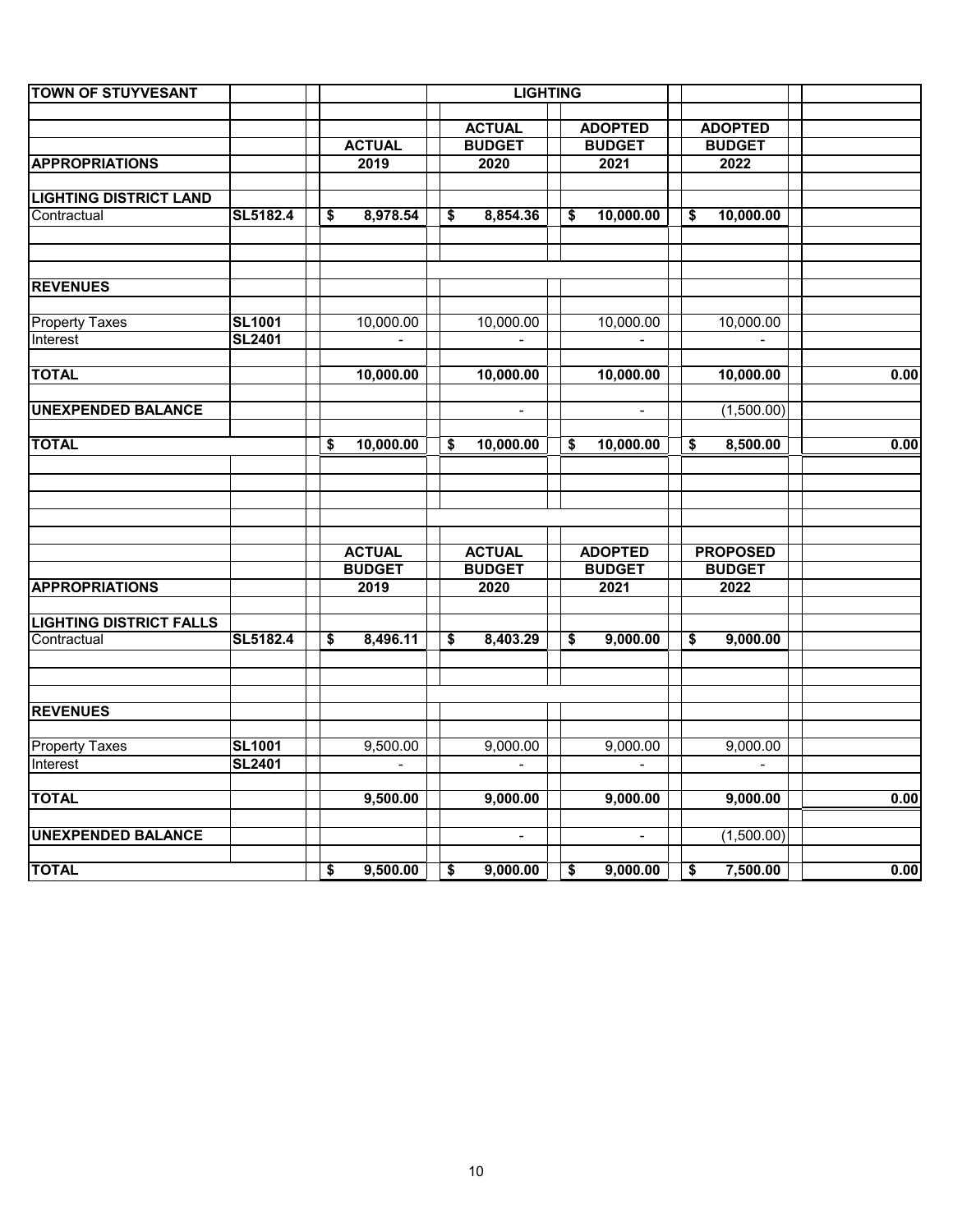| TOWN OF STUYVESANT | | LIGHTING | | | | |
|---|---|---|---|---|---|---|
| | | | ACTUAL | ADOPTED | ADOPTED | |
| | | ACTUAL | BUDGET | BUDGET | BUDGET | |
| **APPROPRIATIONS** | | 2019 | 2020 | 2021 | 2022 | |
| **LIGHTING DISTRICT LAND** | | | | | | |
| Contractual | SL5182.4 | $ 8,978.54 | $ 8,854.36 | $ 10,000.00 | $ 10,000.00 | |
| **REVENUES** | | | | | | |
| Property Taxes | SL1001 | 10,000.00 | 10,000.00 | 10,000.00 | 10,000.00 | |
| Interest | SL2401 | - | - | - | - | |
| **TOTAL** | | 10,000.00 | 10,000.00 | 10,000.00 | 10,000.00 | 0.00 |
| **UNEXPENDED BALANCE** | | | - | - | (1,500.00) | |
| **TOTAL** | | $ 10,000.00 | $ 10,000.00 | $ 10,000.00 | $ 8,500.00 | 0.00 |

| | | ACTUAL | ACTUAL | ADOPTED | PROPOSED | |
|---|---|---|---|---|---|---|
| | | BUDGET | BUDGET | BUDGET | BUDGET | |
| **APPROPRIATIONS** | | 2019 | 2020 | 2021 | 2022 | |
| **LIGHTING DISTRICT FALLS** | | | | | | |
| Contractual | SL5182.4 | $ 8,496.11 | $ 8,403.29 | $ 9,000.00 | $ 9,000.00 | |
| **REVENUES** | | | | | | |
| Property Taxes | SL1001 | 9,500.00 | 9,000.00 | 9,000.00 | 9,000.00 | |
| Interest | SL2401 | - | - | - | - | |
| **TOTAL** | | 9,500.00 | 9,000.00 | 9,000.00 | 9,000.00 | 0.00 |
| **UNEXPENDED BALANCE** | | | - | - | (1,500.00) | |
| **TOTAL** | | $ 9,500.00 | $ 9,000.00 | $ 9,000.00 | $ 7,500.00 | 0.00 |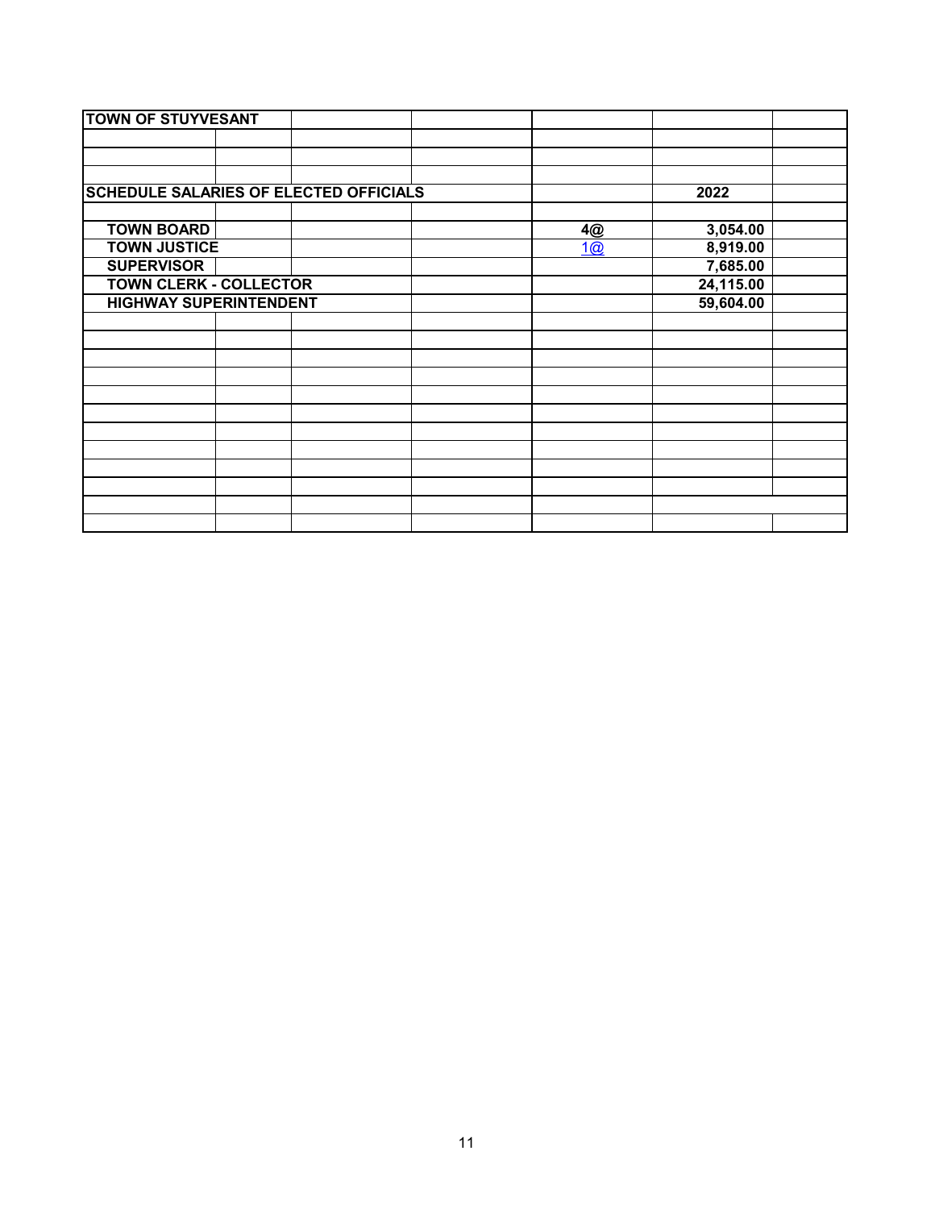**TOWN OF STUYVESANT**

| | | |
|---|---|---|
| **SCHEDULE SALARIES OF ELECTED OFFICIALS** | | **2022** |
| **TOWN BOARD** | **4@** | **3,054.00** |
| **TOWN JUSTICE** | 1@ | **8,919.00** |
| **SUPERVISOR** | | **7,685.00** |
| **TOWN CLERK - COLLECTOR** | | **24,115.00** |
| **HIGHWAY SUPERINTENDENT** | | **59,604.00** |